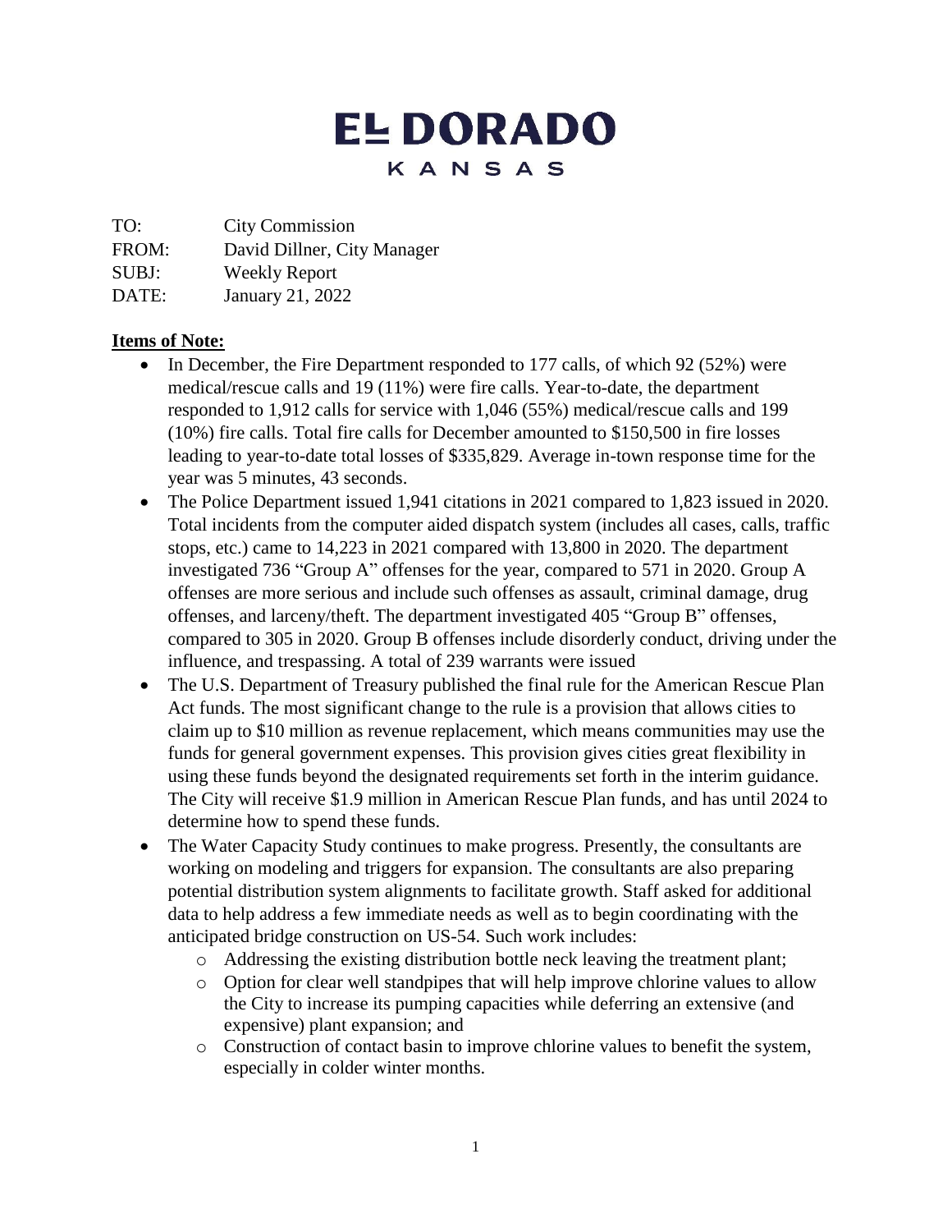# EL DORADO
KANSAS

TO: City Commission
FROM: David Dillner, City Manager
SUBJ: Weekly Report
DATE: January 21, 2022

**Items of Note:**

- In December, the Fire Department responded to 177 calls, of which 92 (52%) were medical/rescue calls and 19 (11%) were fire calls. Year-to-date, the department responded to 1,912 calls for service with 1,046 (55%) medical/rescue calls and 199 (10%) fire calls. Total fire calls for December amounted to $150,500 in fire losses leading to year-to-date total losses of $335,829. Average in-town response time for the year was 5 minutes, 43 seconds.
- The Police Department issued 1,941 citations in 2021 compared to 1,823 issued in 2020. Total incidents from the computer aided dispatch system (includes all cases, calls, traffic stops, etc.) came to 14,223 in 2021 compared with 13,800 in 2020. The department investigated 736 "Group A" offenses for the year, compared to 571 in 2020. Group A offenses are more serious and include such offenses as assault, criminal damage, drug offenses, and larceny/theft. The department investigated 405 "Group B" offenses, compared to 305 in 2020. Group B offenses include disorderly conduct, driving under the influence, and trespassing. A total of 239 warrants were issued
- The U.S. Department of Treasury published the final rule for the American Rescue Plan Act funds. The most significant change to the rule is a provision that allows cities to claim up to $10 million as revenue replacement, which means communities may use the funds for general government expenses. This provision gives cities great flexibility in using these funds beyond the designated requirements set forth in the interim guidance. The City will receive $1.9 million in American Rescue Plan funds, and has until 2024 to determine how to spend these funds.
- The Water Capacity Study continues to make progress. Presently, the consultants are working on modeling and triggers for expansion. The consultants are also preparing potential distribution system alignments to facilitate growth. Staff asked for additional data to help address a few immediate needs as well as to begin coordinating with the anticipated bridge construction on US-54. Such work includes:
  - Addressing the existing distribution bottle neck leaving the treatment plant;
  - Option for clear well standpipes that will help improve chlorine values to allow the City to increase its pumping capacities while deferring an extensive (and expensive) plant expansion; and
  - Construction of contact basin to improve chlorine values to benefit the system, especially in colder winter months.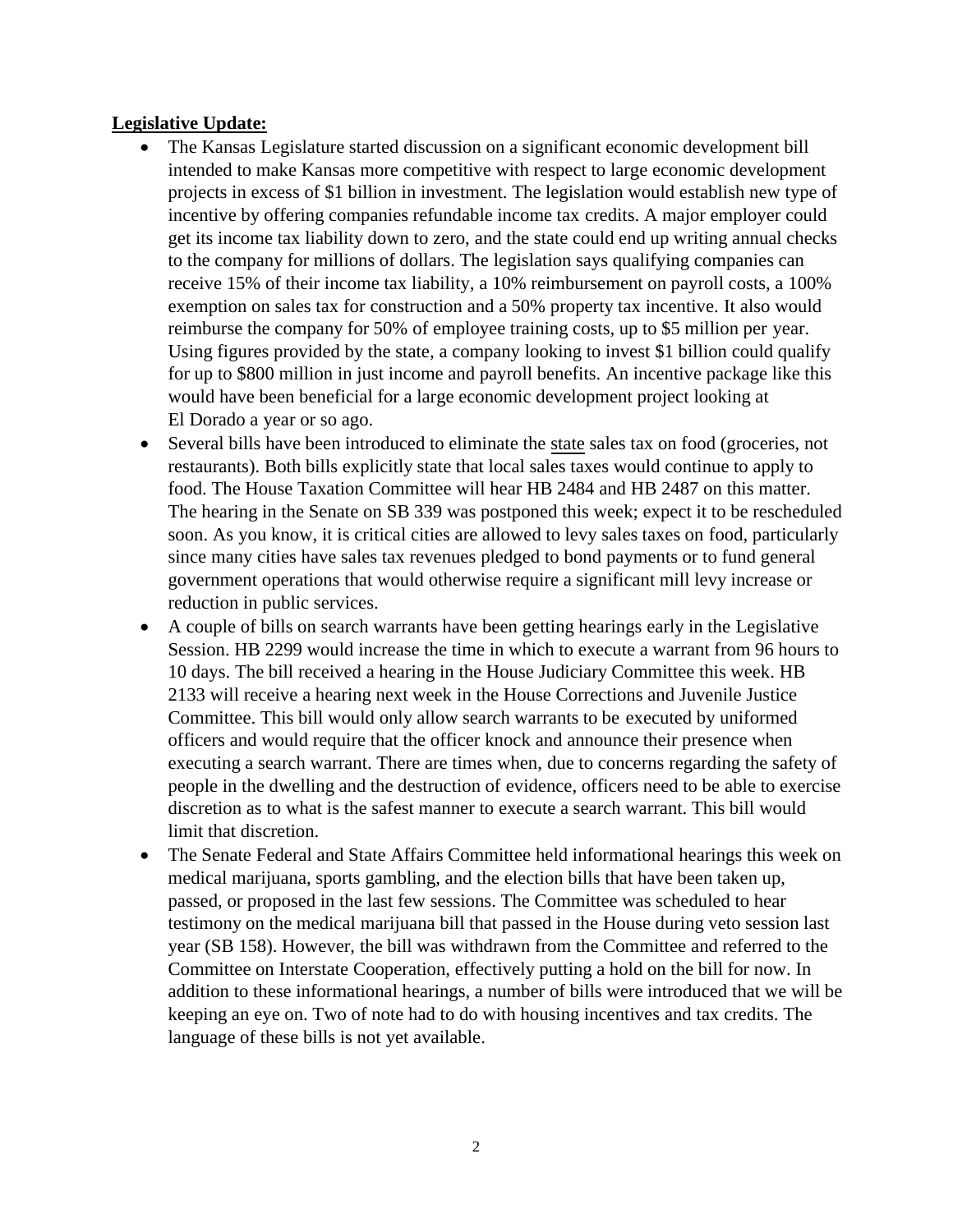**Legislative Update:**

- The Kansas Legislature started discussion on a significant economic development bill intended to make Kansas more competitive with respect to large economic development projects in excess of $1 billion in investment. The legislation would establish new type of incentive by offering companies refundable income tax credits. A major employer could get its income tax liability down to zero, and the state could end up writing annual checks to the company for millions of dollars. The legislation says qualifying companies can receive 15% of their income tax liability, a 10% reimbursement on payroll costs, a 100% exemption on sales tax for construction and a 50% property tax incentive. It also would reimburse the company for 50% of employee training costs, up to $5 million per year. Using figures provided by the state, a company looking to invest $1 billion could qualify for up to $800 million in just income and payroll benefits. An incentive package like this would have been beneficial for a large economic development project looking at El Dorado a year or so ago.
- Several bills have been introduced to eliminate the <u>state</u> sales tax on food (groceries, not restaurants). Both bills explicitly state that local sales taxes would continue to apply to food. The House Taxation Committee will hear HB 2484 and HB 2487 on this matter. The hearing in the Senate on SB 339 was postponed this week; expect it to be rescheduled soon. As you know, it is critical cities are allowed to levy sales taxes on food, particularly since many cities have sales tax revenues pledged to bond payments or to fund general government operations that would otherwise require a significant mill levy increase or reduction in public services.
- A couple of bills on search warrants have been getting hearings early in the Legislative Session. HB 2299 would increase the time in which to execute a warrant from 96 hours to 10 days. The bill received a hearing in the House Judiciary Committee this week. HB 2133 will receive a hearing next week in the House Corrections and Juvenile Justice Committee. This bill would only allow search warrants to be executed by uniformed officers and would require that the officer knock and announce their presence when executing a search warrant. There are times when, due to concerns regarding the safety of people in the dwelling and the destruction of evidence, officers need to be able to exercise discretion as to what is the safest manner to execute a search warrant. This bill would limit that discretion.
- The Senate Federal and State Affairs Committee held informational hearings this week on medical marijuana, sports gambling, and the election bills that have been taken up, passed, or proposed in the last few sessions. The Committee was scheduled to hear testimony on the medical marijuana bill that passed in the House during veto session last year (SB 158). However, the bill was withdrawn from the Committee and referred to the Committee on Interstate Cooperation, effectively putting a hold on the bill for now. In addition to these informational hearings, a number of bills were introduced that we will be keeping an eye on. Two of note had to do with housing incentives and tax credits. The language of these bills is not yet available.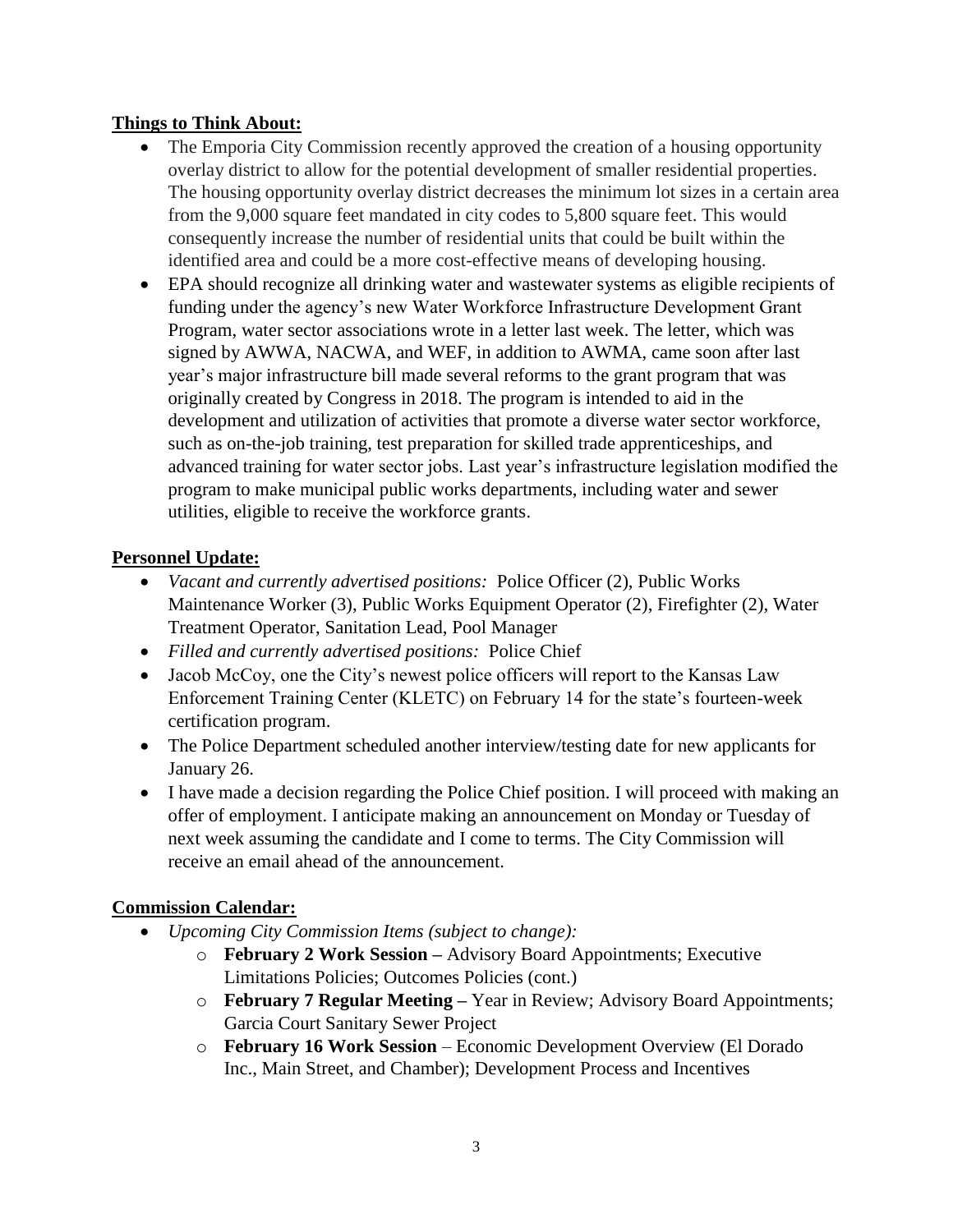**Things to Think About:**

- The Emporia City Commission recently approved the creation of a housing opportunity overlay district to allow for the potential development of smaller residential properties. The housing opportunity overlay district decreases the minimum lot sizes in a certain area from the 9,000 square feet mandated in city codes to 5,800 square feet. This would consequently increase the number of residential units that could be built within the identified area and could be a more cost-effective means of developing housing.
- EPA should recognize all drinking water and wastewater systems as eligible recipients of funding under the agency's new Water Workforce Infrastructure Development Grant Program, water sector associations wrote in a letter last week. The letter, which was signed by AWWA, NACWA, and WEF, in addition to AWMA, came soon after last year's major infrastructure bill made several reforms to the grant program that was originally created by Congress in 2018. The program is intended to aid in the development and utilization of activities that promote a diverse water sector workforce, such as on-the-job training, test preparation for skilled trade apprenticeships, and advanced training for water sector jobs. Last year's infrastructure legislation modified the program to make municipal public works departments, including water and sewer utilities, eligible to receive the workforce grants.

**Personnel Update:**

- *Vacant and currently advertised positions:* Police Officer (2), Public Works Maintenance Worker (3), Public Works Equipment Operator (2), Firefighter (2), Water Treatment Operator, Sanitation Lead, Pool Manager
- *Filled and currently advertised positions:* Police Chief
- Jacob McCoy, one the City's newest police officers will report to the Kansas Law Enforcement Training Center (KLETC) on February 14 for the state's fourteen-week certification program.
- The Police Department scheduled another interview/testing date for new applicants for January 26.
- I have made a decision regarding the Police Chief position. I will proceed with making an offer of employment. I anticipate making an announcement on Monday or Tuesday of next week assuming the candidate and I come to terms. The City Commission will receive an email ahead of the announcement.

**Commission Calendar:**

- *Upcoming City Commission Items (subject to change):*
  - **February 2 Work Session –** Advisory Board Appointments; Executive Limitations Policies; Outcomes Policies (cont.)
  - **February 7 Regular Meeting –** Year in Review; Advisory Board Appointments; Garcia Court Sanitary Sewer Project
  - **February 16 Work Session** – Economic Development Overview (El Dorado Inc., Main Street, and Chamber); Development Process and Incentives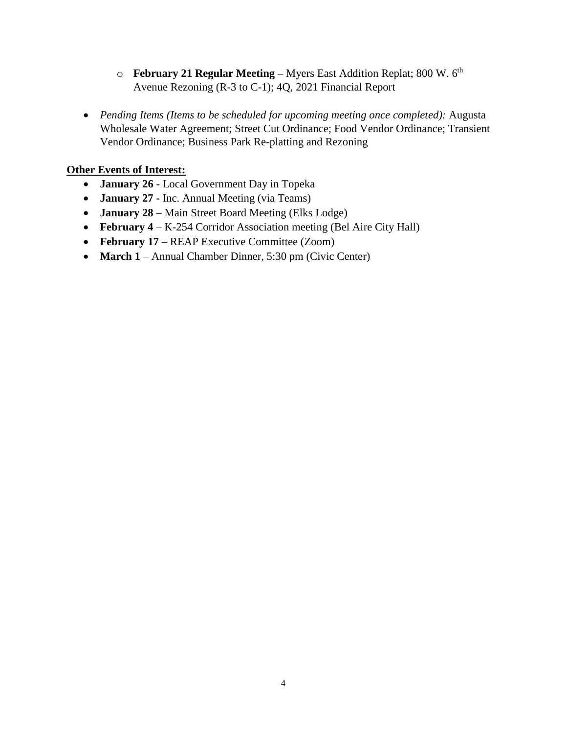- **February 21 Regular Meeting –** Myers East Addition Replat; 800 W. 6th Avenue Rezoning (R-3 to C-1); 4Q, 2021 Financial Report

- *Pending Items (Items to be scheduled for upcoming meeting once completed):* Augusta Wholesale Water Agreement; Street Cut Ordinance; Food Vendor Ordinance; Transient Vendor Ordinance; Business Park Re-platting and Rezoning

**Other Events of Interest:**

- **January 26** - Local Government Day in Topeka
- **January 27 -** Inc. Annual Meeting (via Teams)
- **January 28** – Main Street Board Meeting (Elks Lodge)
- **February 4** – K-254 Corridor Association meeting (Bel Aire City Hall)
- **February 17** – REAP Executive Committee (Zoom)
- **March 1** – Annual Chamber Dinner, 5:30 pm (Civic Center)